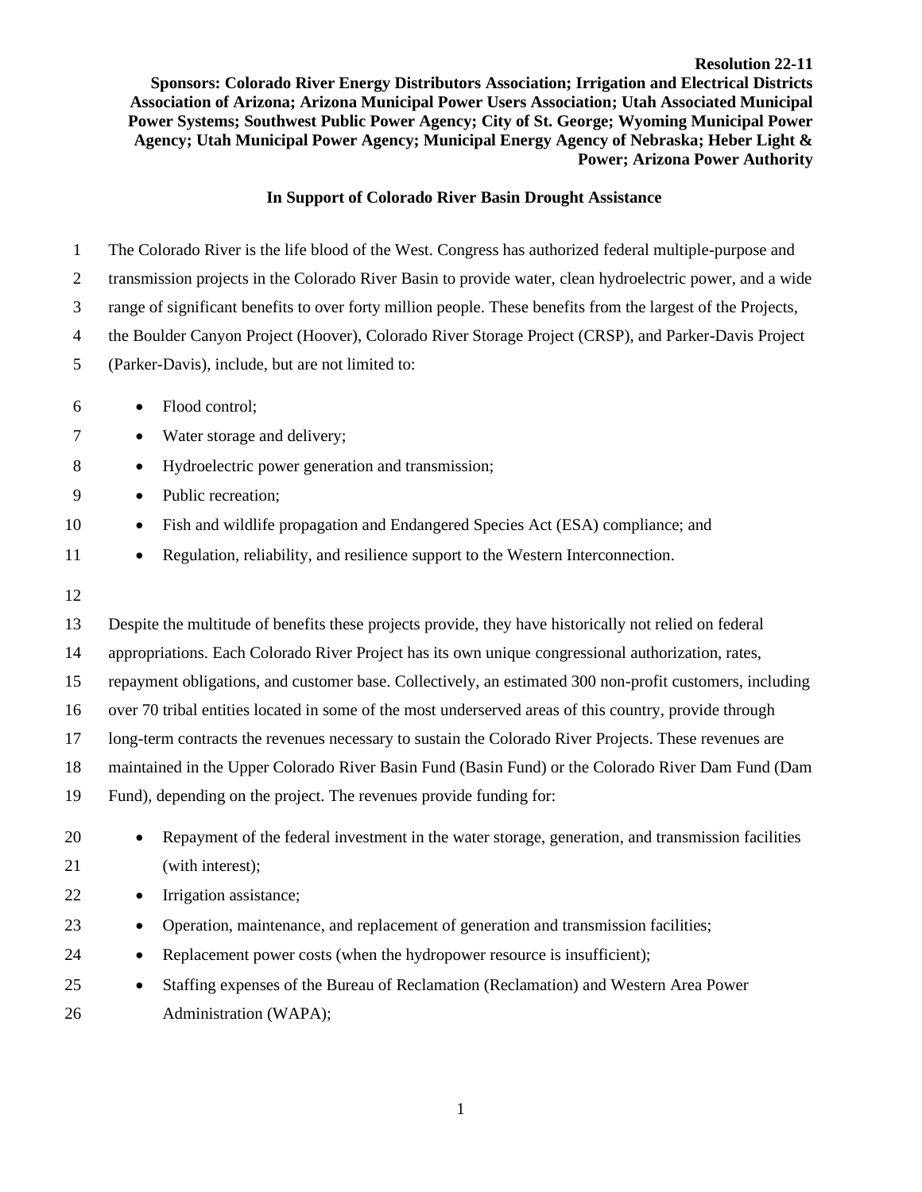**Resolution 22-11**

**Sponsors: Colorado River Energy Distributors Association; Irrigation and Electrical Districts Association of Arizona; Arizona Municipal Power Users Association; Utah Associated Municipal Power Systems; Southwest Public Power Agency; City of St. George; Wyoming Municipal Power Agency; Utah Municipal Power Agency; Municipal Energy Agency of Nebraska; Heber Light & Power; Arizona Power Authority**

**In Support of Colorado River Basin Drought Assistance**

The Colorado River is the life blood of the West. Congress has authorized federal multiple-purpose and transmission projects in the Colorado River Basin to provide water, clean hydroelectric power, and a wide range of significant benefits to over forty million people. These benefits from the largest of the Projects, the Boulder Canyon Project (Hoover), Colorado River Storage Project (CRSP), and Parker-Davis Project (Parker-Davis), include, but are not limited to:

- Flood control;
- Water storage and delivery;
- Hydroelectric power generation and transmission;
- Public recreation;
- Fish and wildlife propagation and Endangered Species Act (ESA) compliance; and
- Regulation, reliability, and resilience support to the Western Interconnection.

Despite the multitude of benefits these projects provide, they have historically not relied on federal appropriations. Each Colorado River Project has its own unique congressional authorization, rates, repayment obligations, and customer base. Collectively, an estimated 300 non-profit customers, including over 70 tribal entities located in some of the most underserved areas of this country, provide through long-term contracts the revenues necessary to sustain the Colorado River Projects. These revenues are maintained in the Upper Colorado River Basin Fund (Basin Fund) or the Colorado River Dam Fund (Dam Fund), depending on the project. The revenues provide funding for:

- Repayment of the federal investment in the water storage, generation, and transmission facilities (with interest);
- Irrigation assistance;
- Operation, maintenance, and replacement of generation and transmission facilities;
- Replacement power costs (when the hydropower resource is insufficient);
- Staffing expenses of the Bureau of Reclamation (Reclamation) and Western Area Power Administration (WAPA);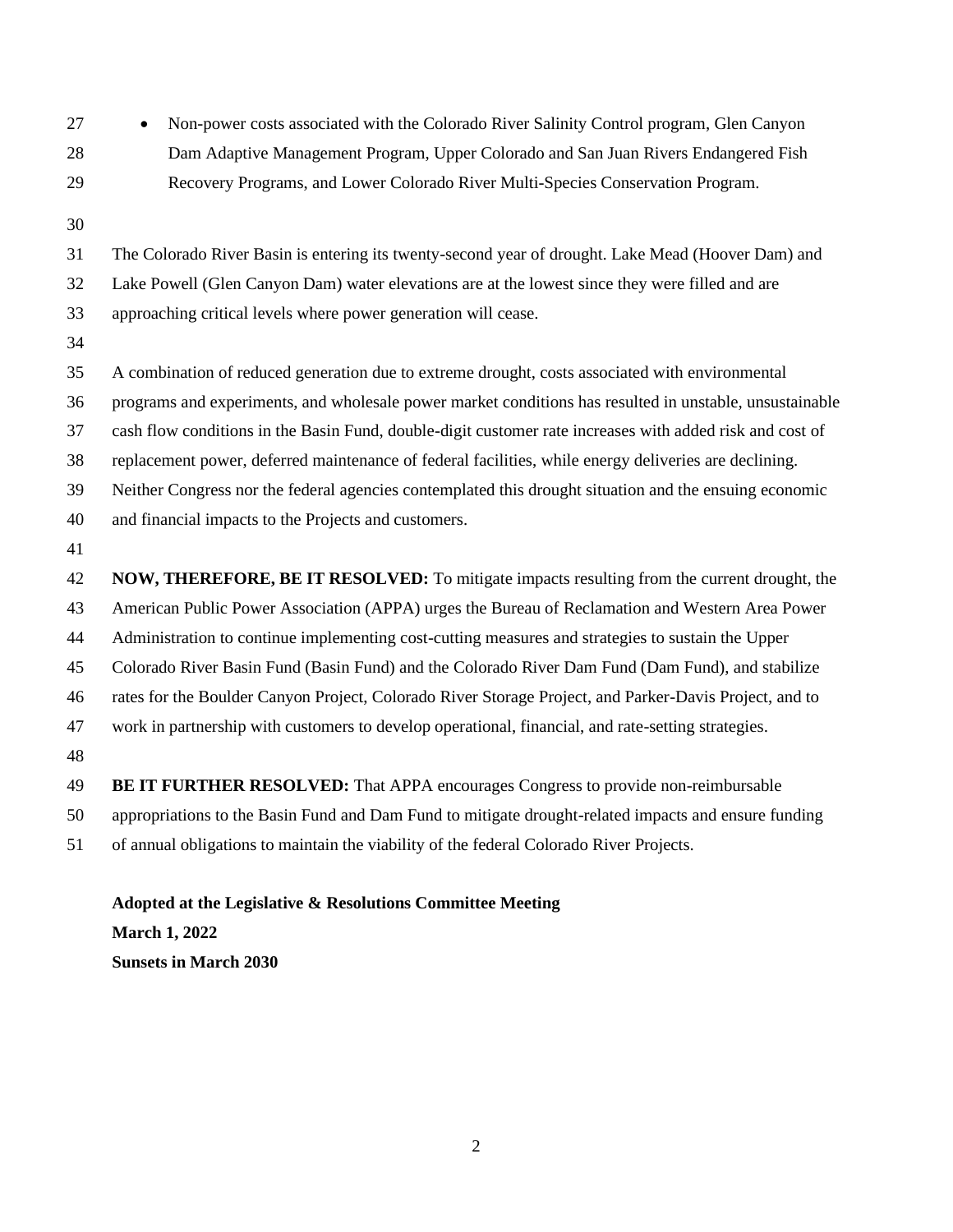- Non-power costs associated with the Colorado River Salinity Control program, Glen Canyon Dam Adaptive Management Program, Upper Colorado and San Juan Rivers Endangered Fish Recovery Programs, and Lower Colorado River Multi-Species Conservation Program.

The Colorado River Basin is entering its twenty-second year of drought. Lake Mead (Hoover Dam) and Lake Powell (Glen Canyon Dam) water elevations are at the lowest since they were filled and are approaching critical levels where power generation will cease.

A combination of reduced generation due to extreme drought, costs associated with environmental programs and experiments, and wholesale power market conditions has resulted in unstable, unsustainable cash flow conditions in the Basin Fund, double-digit customer rate increases with added risk and cost of replacement power, deferred maintenance of federal facilities, while energy deliveries are declining. Neither Congress nor the federal agencies contemplated this drought situation and the ensuing economic and financial impacts to the Projects and customers.

**NOW, THEREFORE, BE IT RESOLVED:** To mitigate impacts resulting from the current drought, the American Public Power Association (APPA) urges the Bureau of Reclamation and Western Area Power Administration to continue implementing cost-cutting measures and strategies to sustain the Upper Colorado River Basin Fund (Basin Fund) and the Colorado River Dam Fund (Dam Fund), and stabilize rates for the Boulder Canyon Project, Colorado River Storage Project, and Parker-Davis Project, and to work in partnership with customers to develop operational, financial, and rate-setting strategies.

**BE IT FURTHER RESOLVED:** That APPA encourages Congress to provide non-reimbursable appropriations to the Basin Fund and Dam Fund to mitigate drought-related impacts and ensure funding of annual obligations to maintain the viability of the federal Colorado River Projects.

**Adopted at the Legislative & Resolutions Committee Meeting**
**March 1, 2022**
**Sunsets in March 2030**